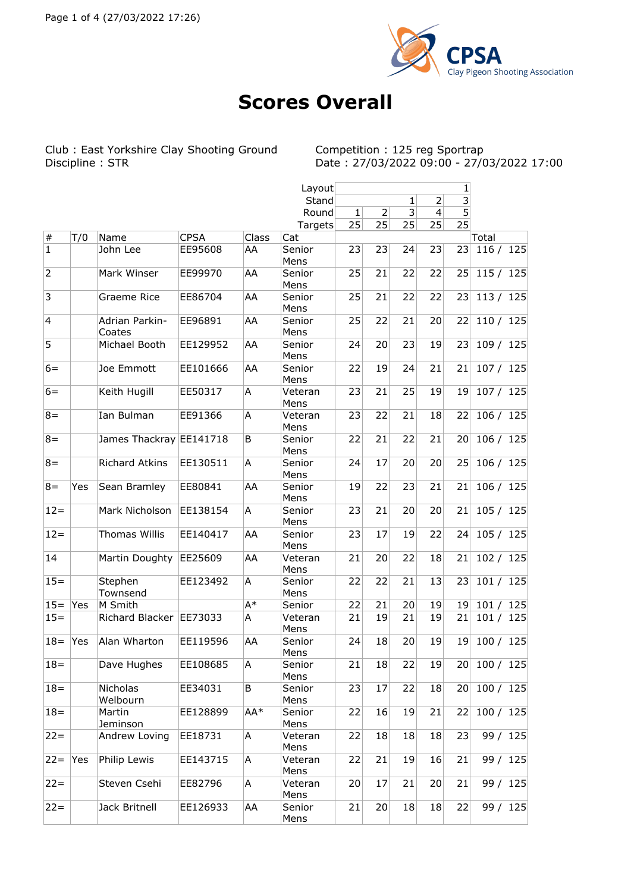# Scores Overall

Club : East Yorkshire Clay Shooting Ground
Discipline : STR

Competition : 125 reg Sportrap
Date : 27/03/2022 09:00 - 27/03/2022 17:00

| | | | | | Layout | | | | | 1 | |
|---|---|---|---|---|---|---|---|---|---|---|---|
| | | | | | Stand | | | 1 | 2 | 3 | |
| | | | | | Round | 1 | 2 | 3 | 4 | 5 | |
| | | | | | Targets | 25 | 25 | 25 | 25 | 25 | |
| # | T/0 | Name | CPSA | Class | Cat | | | | | | Total |
| 1 | | John Lee | EE95608 | AA | Senior Mens | 23 | 23 | 24 | 23 | 23 | 116 / 125 |
| 2 | | Mark Winser | EE99970 | AA | Senior Mens | 25 | 21 | 22 | 22 | 25 | 115 / 125 |
| 3 | | Graeme Rice | EE86704 | AA | Senior Mens | 25 | 21 | 22 | 22 | 23 | 113 / 125 |
| 4 | | Adrian Parkin-Coates | EE96891 | AA | Senior Mens | 25 | 22 | 21 | 20 | 22 | 110 / 125 |
| 5 | | Michael Booth | EE129952 | AA | Senior Mens | 24 | 20 | 23 | 19 | 23 | 109 / 125 |
| 6= | | Joe Emmott | EE101666 | AA | Senior Mens | 22 | 19 | 24 | 21 | 21 | 107 / 125 |
| 6= | | Keith Hugill | EE50317 | A | Veteran Mens | 23 | 21 | 25 | 19 | 19 | 107 / 125 |
| 8= | | Ian Bulman | EE91366 | A | Veteran Mens | 23 | 22 | 21 | 18 | 22 | 106 / 125 |
| 8= | | James Thackray | EE141718 | B | Senior Mens | 22 | 21 | 22 | 21 | 20 | 106 / 125 |
| 8= | | Richard Atkins | EE130511 | A | Senior Mens | 24 | 17 | 20 | 20 | 25 | 106 / 125 |
| 8= | Yes | Sean Bramley | EE80841 | AA | Senior Mens | 19 | 22 | 23 | 21 | 21 | 106 / 125 |
| 12= | | Mark Nicholson | EE138154 | A | Senior Mens | 23 | 21 | 20 | 20 | 21 | 105 / 125 |
| 12= | | Thomas Willis | EE140417 | AA | Senior Mens | 23 | 17 | 19 | 22 | 24 | 105 / 125 |
| 14 | | Martin Doughty | EE25609 | AA | Veteran Mens | 21 | 20 | 22 | 18 | 21 | 102 / 125 |
| 15= | | Stephen Townsend | EE123492 | A | Senior Mens | 22 | 22 | 21 | 13 | 23 | 101 / 125 |
| 15= | Yes | M Smith | | A* | Senior | 22 | 21 | 20 | 19 | 19 | 101 / 125 |
| 15= | | Richard Blacker | EE73033 | A | Veteran Mens | 21 | 19 | 21 | 19 | 21 | 101 / 125 |
| 18= | Yes | Alan Wharton | EE119596 | AA | Senior Mens | 24 | 18 | 20 | 19 | 19 | 100 / 125 |
| 18= | | Dave Hughes | EE108685 | A | Senior Mens | 21 | 18 | 22 | 19 | 20 | 100 / 125 |
| 18= | | Nicholas Welbourn | EE34031 | B | Senior Mens | 23 | 17 | 22 | 18 | 20 | 100 / 125 |
| 18= | | Martin Jeminson | EE128899 | AA* | Senior Mens | 22 | 16 | 19 | 21 | 22 | 100 / 125 |
| 22= | | Andrew Loving | EE18731 | A | Veteran Mens | 22 | 18 | 18 | 18 | 23 | 99 / 125 |
| 22= | Yes | Philip Lewis | EE143715 | A | Veteran Mens | 22 | 21 | 19 | 16 | 21 | 99 / 125 |
| 22= | | Steven Csehi | EE82796 | A | Veteran Mens | 20 | 17 | 21 | 20 | 21 | 99 / 125 |
| 22= | | Jack Britnell | EE126933 | AA | Senior Mens | 21 | 20 | 18 | 18 | 22 | 99 / 125 |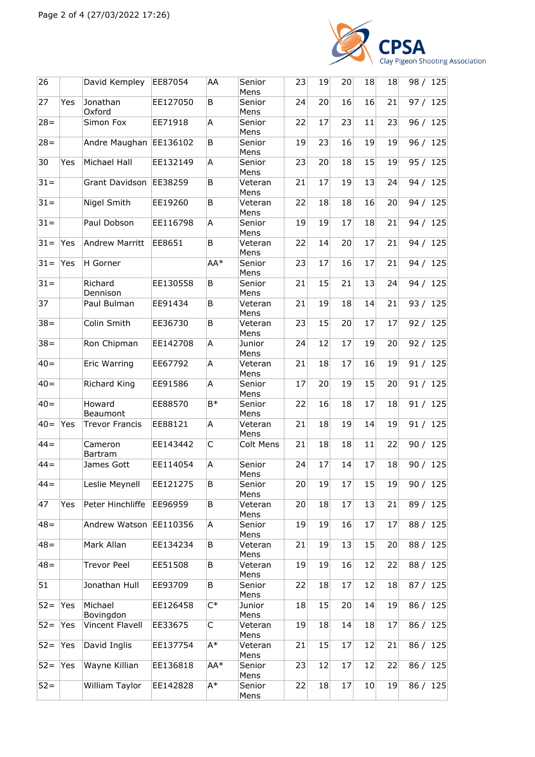| 26 | | David Kempley | EE87054 | AA | Senior Mens | 23 | 19 | 20 | 18 | 18 | 98 / 125 |
|---|---|---|---|---|---|---|---|---|---|---|---|
| 27 | Yes | Jonathan Oxford | EE127050 | B | Senior Mens | 24 | 20 | 16 | 16 | 21 | 97 / 125 |
| 28= | | Simon Fox | EE71918 | A | Senior Mens | 22 | 17 | 23 | 11 | 23 | 96 / 125 |
| 28= | | Andre Maughan | EE136102 | B | Senior Mens | 19 | 23 | 16 | 19 | 19 | 96 / 125 |
| 30 | Yes | Michael Hall | EE132149 | A | Senior Mens | 23 | 20 | 18 | 15 | 19 | 95 / 125 |
| 31= | | Grant Davidson | EE38259 | B | Veteran Mens | 21 | 17 | 19 | 13 | 24 | 94 / 125 |
| 31= | | Nigel Smith | EE19260 | B | Veteran Mens | 22 | 18 | 18 | 16 | 20 | 94 / 125 |
| 31= | | Paul Dobson | EE116798 | A | Senior Mens | 19 | 19 | 17 | 18 | 21 | 94 / 125 |
| 31= | Yes | Andrew Marritt | EE8651 | B | Veteran Mens | 22 | 14 | 20 | 17 | 21 | 94 / 125 |
| 31= | Yes | H Gorner | | AA* | Senior Mens | 23 | 17 | 16 | 17 | 21 | 94 / 125 |
| 31= | | Richard Dennison | EE130558 | B | Senior Mens | 21 | 15 | 21 | 13 | 24 | 94 / 125 |
| 37 | | Paul Bulman | EE91434 | B | Veteran Mens | 21 | 19 | 18 | 14 | 21 | 93 / 125 |
| 38= | | Colin Smith | EE36730 | B | Veteran Mens | 23 | 15 | 20 | 17 | 17 | 92 / 125 |
| 38= | | Ron Chipman | EE142708 | A | Junior Mens | 24 | 12 | 17 | 19 | 20 | 92 / 125 |
| 40= | | Eric Warring | EE67792 | A | Veteran Mens | 21 | 18 | 17 | 16 | 19 | 91 / 125 |
| 40= | | Richard King | EE91586 | A | Senior Mens | 17 | 20 | 19 | 15 | 20 | 91 / 125 |
| 40= | | Howard Beaumont | EE88570 | B* | Senior Mens | 22 | 16 | 18 | 17 | 18 | 91 / 125 |
| 40= | Yes | Trevor Francis | EE88121 | A | Veteran Mens | 21 | 18 | 19 | 14 | 19 | 91 / 125 |
| 44= | | Cameron Bartram | EE143442 | C | Colt Mens | 21 | 18 | 18 | 11 | 22 | 90 / 125 |
| 44= | | James Gott | EE114054 | A | Senior Mens | 24 | 17 | 14 | 17 | 18 | 90 / 125 |
| 44= | | Leslie Meynell | EE121275 | B | Senior Mens | 20 | 19 | 17 | 15 | 19 | 90 / 125 |
| 47 | Yes | Peter Hinchliffe | EE96959 | B | Veteran Mens | 20 | 18 | 17 | 13 | 21 | 89 / 125 |
| 48= | | Andrew Watson | EE110356 | A | Senior Mens | 19 | 19 | 16 | 17 | 17 | 88 / 125 |
| 48= | | Mark Allan | EE134234 | B | Veteran Mens | 21 | 19 | 13 | 15 | 20 | 88 / 125 |
| 48= | | Trevor Peel | EE51508 | B | Veteran Mens | 19 | 19 | 16 | 12 | 22 | 88 / 125 |
| 51 | | Jonathan Hull | EE93709 | B | Senior Mens | 22 | 18 | 17 | 12 | 18 | 87 / 125 |
| 52= | Yes | Michael Bovingdon | EE126458 | C* | Junior Mens | 18 | 15 | 20 | 14 | 19 | 86 / 125 |
| 52= | Yes | Vincent Flavell | EE33675 | C | Veteran Mens | 19 | 18 | 14 | 18 | 17 | 86 / 125 |
| 52= | Yes | David Inglis | EE137754 | A* | Veteran Mens | 21 | 15 | 17 | 12 | 21 | 86 / 125 |
| 52= | Yes | Wayne Killian | EE136818 | AA* | Senior Mens | 23 | 12 | 17 | 12 | 22 | 86 / 125 |
| 52= | | William Taylor | EE142828 | A* | Senior Mens | 22 | 18 | 17 | 10 | 19 | 86 / 125 |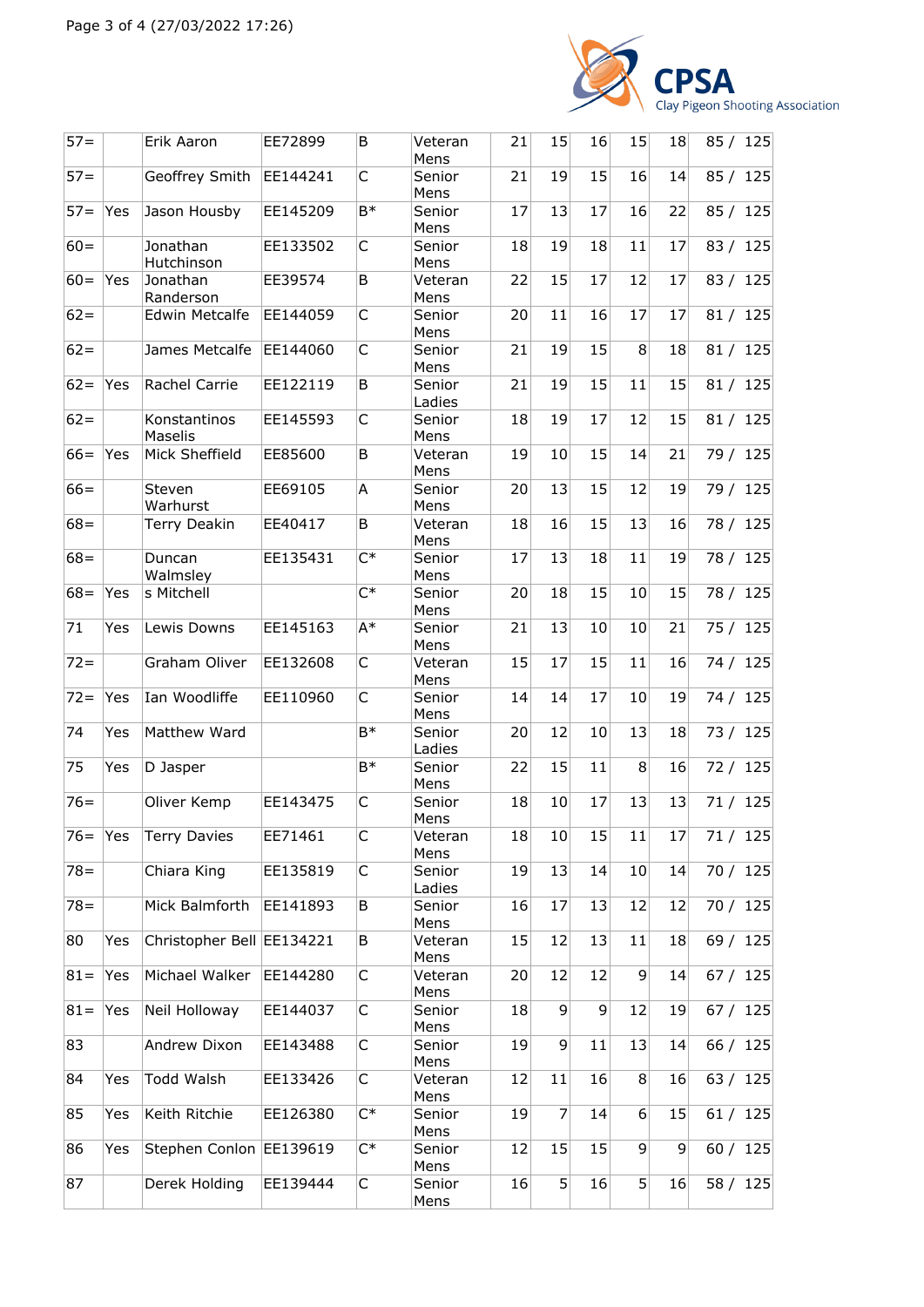| 57= | | Erik Aaron | EE72899 | B | Veteran Mens | 21 | 15 | 16 | 15 | 18 | 85 / 125 |
|---|---|---|---|---|---|---|---|---|---|---|---|
| 57= | | Geoffrey Smith | EE144241 | C | Senior Mens | 21 | 19 | 15 | 16 | 14 | 85 / 125 |
| 57= | Yes | Jason Housby | EE145209 | B* | Senior Mens | 17 | 13 | 17 | 16 | 22 | 85 / 125 |
| 60= | | Jonathan Hutchinson | EE133502 | C | Senior Mens | 18 | 19 | 18 | 11 | 17 | 83 / 125 |
| 60= | Yes | Jonathan Randerson | EE39574 | B | Veteran Mens | 22 | 15 | 17 | 12 | 17 | 83 / 125 |
| 62= | | Edwin Metcalfe | EE144059 | C | Senior Mens | 20 | 11 | 16 | 17 | 17 | 81 / 125 |
| 62= | | James Metcalfe | EE144060 | C | Senior Mens | 21 | 19 | 15 | 8 | 18 | 81 / 125 |
| 62= | Yes | Rachel Carrie | EE122119 | B | Senior Ladies | 21 | 19 | 15 | 11 | 15 | 81 / 125 |
| 62= | | Konstantinos Maselis | EE145593 | C | Senior Mens | 18 | 19 | 17 | 12 | 15 | 81 / 125 |
| 66= | Yes | Mick Sheffield | EE85600 | B | Veteran Mens | 19 | 10 | 15 | 14 | 21 | 79 / 125 |
| 66= | | Steven Warhurst | EE69105 | A | Senior Mens | 20 | 13 | 15 | 12 | 19 | 79 / 125 |
| 68= | | Terry Deakin | EE40417 | B | Veteran Mens | 18 | 16 | 15 | 13 | 16 | 78 / 125 |
| 68= | | Duncan Walmsley | EE135431 | C* | Senior Mens | 17 | 13 | 18 | 11 | 19 | 78 / 125 |
| 68= | Yes | s Mitchell | | C* | Senior Mens | 20 | 18 | 15 | 10 | 15 | 78 / 125 |
| 71 | Yes | Lewis Downs | EE145163 | A* | Senior Mens | 21 | 13 | 10 | 10 | 21 | 75 / 125 |
| 72= | | Graham Oliver | EE132608 | C | Veteran Mens | 15 | 17 | 15 | 11 | 16 | 74 / 125 |
| 72= | Yes | Ian Woodliffe | EE110960 | C | Senior Mens | 14 | 14 | 17 | 10 | 19 | 74 / 125 |
| 74 | Yes | Matthew Ward | | B* | Senior Ladies | 20 | 12 | 10 | 13 | 18 | 73 / 125 |
| 75 | Yes | D Jasper | | B* | Senior Mens | 22 | 15 | 11 | 8 | 16 | 72 / 125 |
| 76= | | Oliver Kemp | EE143475 | C | Senior Mens | 18 | 10 | 17 | 13 | 13 | 71 / 125 |
| 76= | Yes | Terry Davies | EE71461 | C | Veteran Mens | 18 | 10 | 15 | 11 | 17 | 71 / 125 |
| 78= | | Chiara King | EE135819 | C | Senior Ladies | 19 | 13 | 14 | 10 | 14 | 70 / 125 |
| 78= | | Mick Balmforth | EE141893 | B | Senior Mens | 16 | 17 | 13 | 12 | 12 | 70 / 125 |
| 80 | Yes | Christopher Bell | EE134221 | B | Veteran Mens | 15 | 12 | 13 | 11 | 18 | 69 / 125 |
| 81= | Yes | Michael Walker | EE144280 | C | Veteran Mens | 20 | 12 | 12 | 9 | 14 | 67 / 125 |
| 81= | Yes | Neil Holloway | EE144037 | C | Senior Mens | 18 | 9 | 9 | 12 | 19 | 67 / 125 |
| 83 | | Andrew Dixon | EE143488 | C | Senior Mens | 19 | 9 | 11 | 13 | 14 | 66 / 125 |
| 84 | Yes | Todd Walsh | EE133426 | C | Veteran Mens | 12 | 11 | 16 | 8 | 16 | 63 / 125 |
| 85 | Yes | Keith Ritchie | EE126380 | C* | Senior Mens | 19 | 7 | 14 | 6 | 15 | 61 / 125 |
| 86 | Yes | Stephen Conlon | EE139619 | C* | Senior Mens | 12 | 15 | 15 | 9 | 9 | 60 / 125 |
| 87 | | Derek Holding | EE139444 | C | Senior Mens | 16 | 5 | 16 | 5 | 16 | 58 / 125 |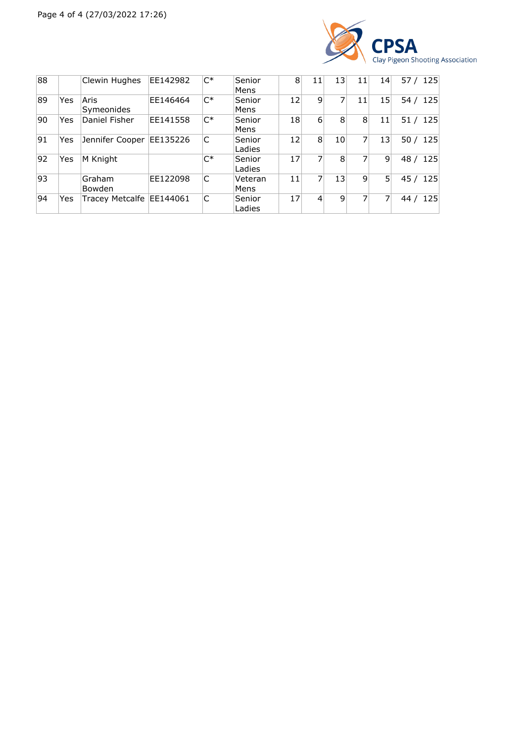| | | | | | | | | | | | |
|---|---|---|---|---|---|---|---|---|---|---|---|
| 88 | | Clewin Hughes | EE142982 | C* | Senior Mens | 8 | 11 | 13 | 11 | 14 | 57 / 125 |
| 89 | Yes | Aris Symeonides | EE146464 | C* | Senior Mens | 12 | 9 | 7 | 11 | 15 | 54 / 125 |
| 90 | Yes | Daniel Fisher | EE141558 | C* | Senior Mens | 18 | 6 | 8 | 8 | 11 | 51 / 125 |
| 91 | Yes | Jennifer Cooper | EE135226 | C | Senior Ladies | 12 | 8 | 10 | 7 | 13 | 50 / 125 |
| 92 | Yes | M Knight | | C* | Senior Ladies | 17 | 7 | 8 | 7 | 9 | 48 / 125 |
| 93 | | Graham Bowden | EE122098 | C | Veteran Mens | 11 | 7 | 13 | 9 | 5 | 45 / 125 |
| 94 | Yes | Tracey Metcalfe | EE144061 | C | Senior Ladies | 17 | 4 | 9 | 7 | 7 | 44 / 125 |